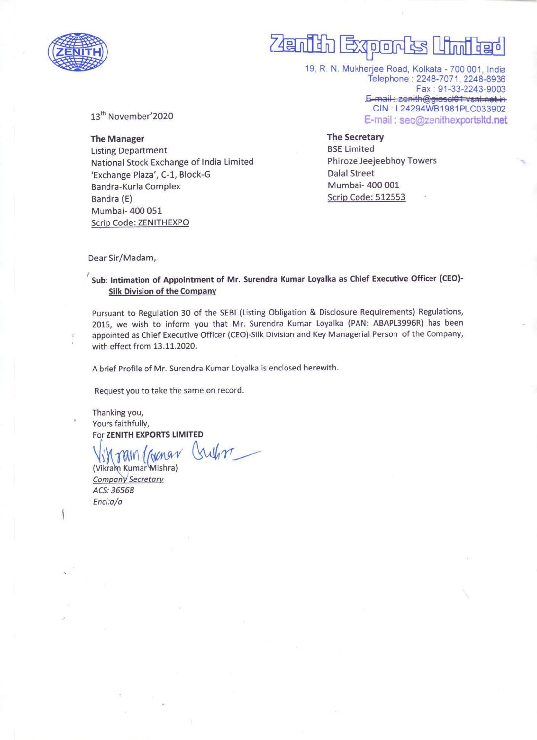# Zenith Exports Limited

19, R. N. Mukherjee Road, Kolkata - 700 001, India
Telephone : 2248-7071, 2248-6936
Fax : 91-33-2243-9003
~~E-mail : zenith@giascl01.vsnl.net.in~~
CIN : L24294WB1981PLC033902
E-mail : sec@zenithexportsltd.net

13th November'2020

**The Manager**
Listing Department
National Stock Exchange of India Limited
'Exchange Plaza', C-1, Block-G
Bandra-Kurla Complex
Bandra (E)
Mumbai- 400 051
Scrip Code: ZENITHEXPO

**The Secretary**
BSE Limited
Phiroze Jeejeebhoy Towers
Dalal Street
Mumbai- 400 001
Scrip Code: 512553

Dear Sir/Madam,

**Sub: Intimation of Appointment of Mr. Surendra Kumar Loyalka as Chief Executive Officer (CEO)-Silk Division of the Company**

Pursuant to Regulation 30 of the SEBI (Listing Obligation & Disclosure Requirements) Regulations, 2015, we wish to inform you that Mr. Surendra Kumar Loyalka (PAN: ABAPL3996R) has been appointed as Chief Executive Officer (CEO)-Silk Division and Key Managerial Person of the Company, with effect from 13.11.2020.

A brief Profile of Mr. Surendra Kumar Loyalka is enclosed herewith.

Request you to take the same on record.

Thanking you,
Yours faithfully,
For **ZENITH EXPORTS LIMITED**

(Vikram Kumar Mishra)
*Company Secretary*
*ACS: 36568*
*Encl:a/a*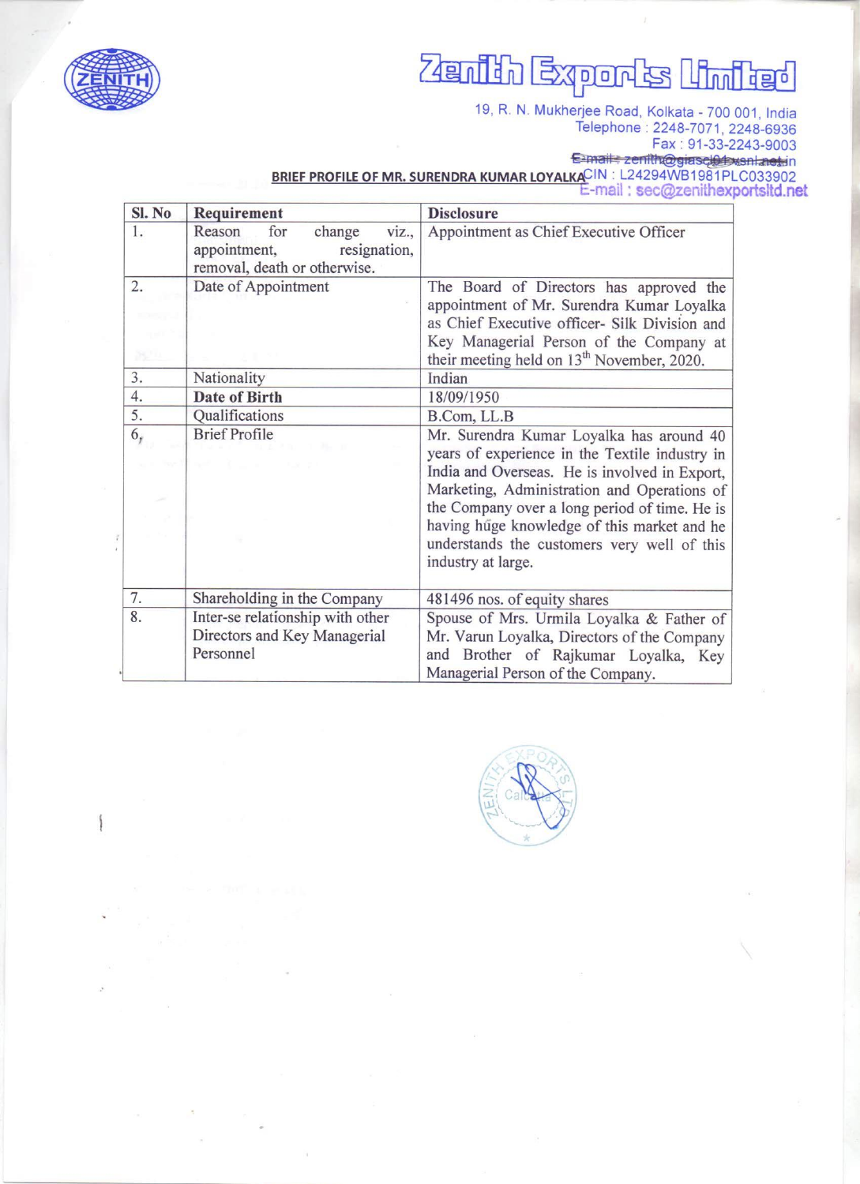# Zenith Exports Limited

19, R. N. Mukherjee Road, Kolkata - 700 001, India
Telephone : 2248-7071, 2248-6936
Fax : 91-33-2243-9003
CIN : L24294WB1981PLC033902
E-mail : sec@zenithexportsltd.net

**BRIEF PROFILE OF MR. SURENDRA KUMAR LOYALKA**

| Sl. No | Requirement | Disclosure |
|---|---|---|
| 1. | Reason for change viz., appointment, resignation, removal, death or otherwise. | Appointment as Chief Executive Officer |
| 2. | Date of Appointment | The Board of Directors has approved the appointment of Mr. Surendra Kumar Loyalka as Chief Executive officer- Silk Division and Key Managerial Person of the Company at their meeting held on 13th November, 2020. |
| 3. | Nationality | Indian |
| 4. | **Date of Birth** | 18/09/1950 |
| 5. | Qualifications | B.Com, LL.B |
| 6. | Brief Profile | Mr. Surendra Kumar Loyalka has around 40 years of experience in the Textile industry in India and Overseas. He is involved in Export, Marketing, Administration and Operations of the Company over a long period of time. He is having huge knowledge of this market and he understands the customers very well of this industry at large. |
| 7. | Shareholding in the Company | 481496 nos. of equity shares |
| 8. | Inter-se relationship with other Directors and Key Managerial Personnel | Spouse of Mrs. Urmila Loyalka & Father of Mr. Varun Loyalka, Directors of the Company and Brother of Rajkumar Loyalka, Key Managerial Person of the Company. |